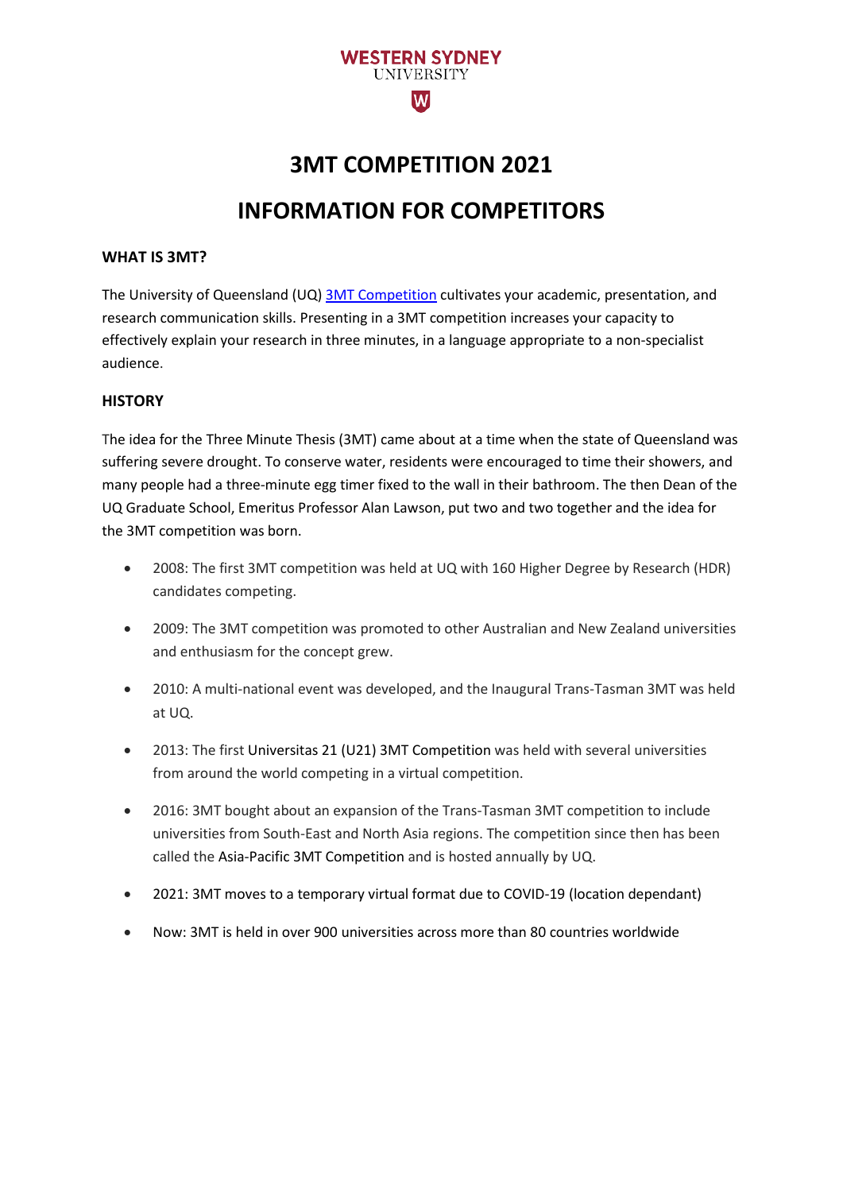WESTERN SYDNEY UNIVERSITY

# 3MT COMPETITION 2021

# INFORMATION FOR COMPETITORS

## WHAT IS 3MT?

The University of Queensland (UQ) 3MT Competition cultivates your academic, presentation, and research communication skills. Presenting in a 3MT competition increases your capacity to effectively explain your research in three minutes, in a language appropriate to a non-specialist audience.

## HISTORY

The idea for the Three Minute Thesis (3MT) came about at a time when the state of Queensland was suffering severe drought. To conserve water, residents were encouraged to time their showers, and many people had a three-minute egg timer fixed to the wall in their bathroom. The then Dean of the UQ Graduate School, Emeritus Professor Alan Lawson, put two and two together and the idea for the 3MT competition was born.

- 2008: The first 3MT competition was held at UQ with 160 Higher Degree by Research (HDR) candidates competing.
- 2009: The 3MT competition was promoted to other Australian and New Zealand universities and enthusiasm for the concept grew.
- 2010: A multi-national event was developed, and the Inaugural Trans-Tasman 3MT was held at UQ.
- 2013: The first Universitas 21 (U21) 3MT Competition was held with several universities from around the world competing in a virtual competition.
- 2016: 3MT bought about an expansion of the Trans-Tasman 3MT competition to include universities from South-East and North Asia regions. The competition since then has been called the Asia-Pacific 3MT Competition and is hosted annually by UQ.
- 2021: 3MT moves to a temporary virtual format due to COVID-19 (location dependant)
- Now: 3MT is held in over 900 universities across more than 80 countries worldwide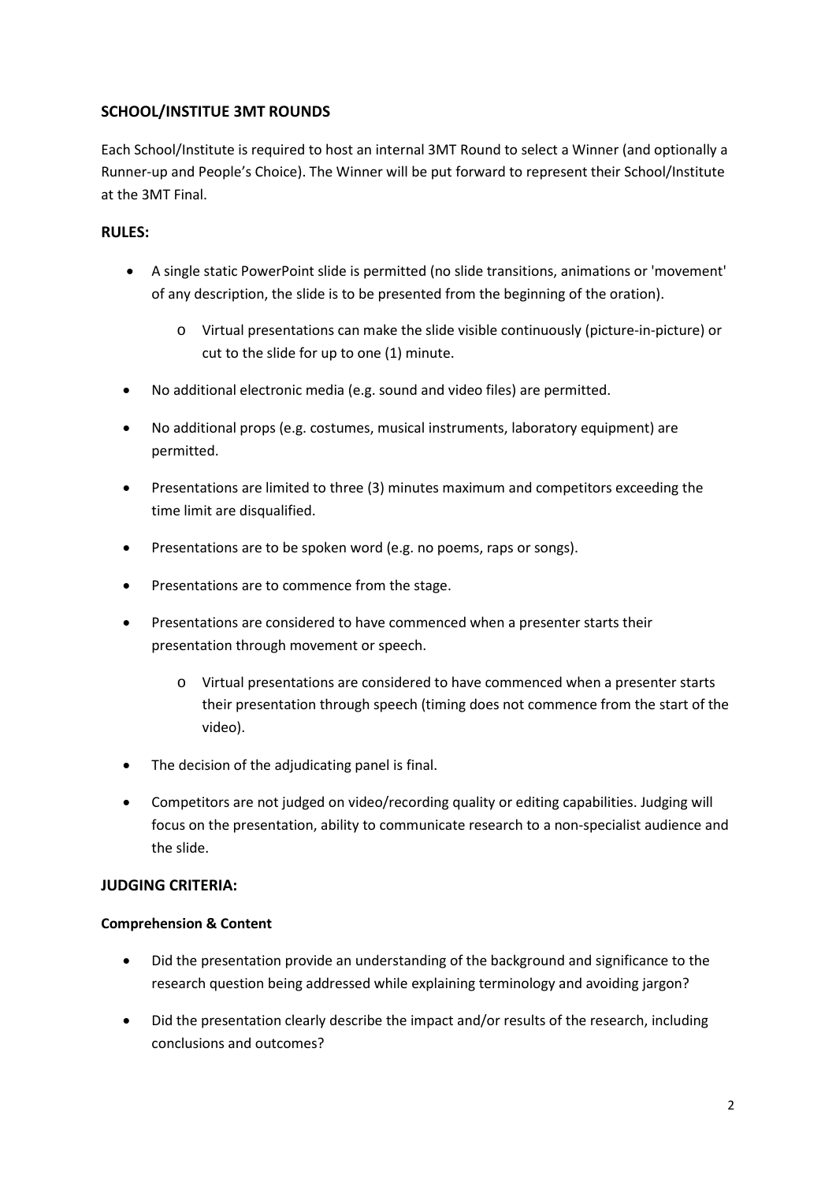## SCHOOL/INSTITUE 3MT ROUNDS

Each School/Institute is required to host an internal 3MT Round to select a Winner (and optionally a Runner-up and People's Choice). The Winner will be put forward to represent their School/Institute at the 3MT Final.

## RULES:

- A single static PowerPoint slide is permitted (no slide transitions, animations or 'movement' of any description, the slide is to be presented from the beginning of the oration).
  - Virtual presentations can make the slide visible continuously (picture-in-picture) or cut to the slide for up to one (1) minute.
- No additional electronic media (e.g. sound and video files) are permitted.
- No additional props (e.g. costumes, musical instruments, laboratory equipment) are permitted.
- Presentations are limited to three (3) minutes maximum and competitors exceeding the time limit are disqualified.
- Presentations are to be spoken word (e.g. no poems, raps or songs).
- Presentations are to commence from the stage.
- Presentations are considered to have commenced when a presenter starts their presentation through movement or speech.
  - Virtual presentations are considered to have commenced when a presenter starts their presentation through speech (timing does not commence from the start of the video).
- The decision of the adjudicating panel is final.
- Competitors are not judged on video/recording quality or editing capabilities. Judging will focus on the presentation, ability to communicate research to a non-specialist audience and the slide.

## JUDGING CRITERIA:

### Comprehension & Content

- Did the presentation provide an understanding of the background and significance to the research question being addressed while explaining terminology and avoiding jargon?
- Did the presentation clearly describe the impact and/or results of the research, including conclusions and outcomes?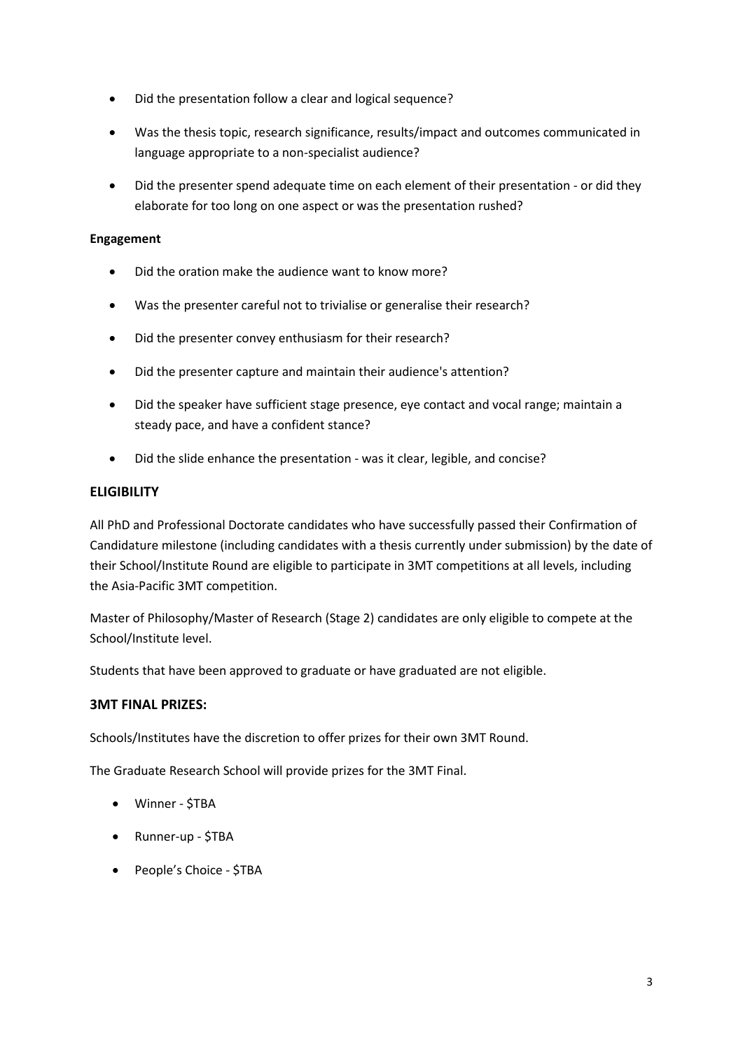- Did the presentation follow a clear and logical sequence?
- Was the thesis topic, research significance, results/impact and outcomes communicated in language appropriate to a non-specialist audience?
- Did the presenter spend adequate time on each element of their presentation - or did they elaborate for too long on one aspect or was the presentation rushed?

**Engagement**

- Did the oration make the audience want to know more?
- Was the presenter careful not to trivialise or generalise their research?
- Did the presenter convey enthusiasm for their research?
- Did the presenter capture and maintain their audience's attention?
- Did the speaker have sufficient stage presence, eye contact and vocal range; maintain a steady pace, and have a confident stance?
- Did the slide enhance the presentation - was it clear, legible, and concise?

## ELIGIBILITY

All PhD and Professional Doctorate candidates who have successfully passed their Confirmation of Candidature milestone (including candidates with a thesis currently under submission) by the date of their School/Institute Round are eligible to participate in 3MT competitions at all levels, including the Asia-Pacific 3MT competition.

Master of Philosophy/Master of Research (Stage 2) candidates are only eligible to compete at the School/Institute level.

Students that have been approved to graduate or have graduated are not eligible.

## 3MT FINAL PRIZES:

Schools/Institutes have the discretion to offer prizes for their own 3MT Round.

The Graduate Research School will provide prizes for the 3MT Final.

- Winner - $TBA
- Runner-up - $TBA
- People's Choice - $TBA